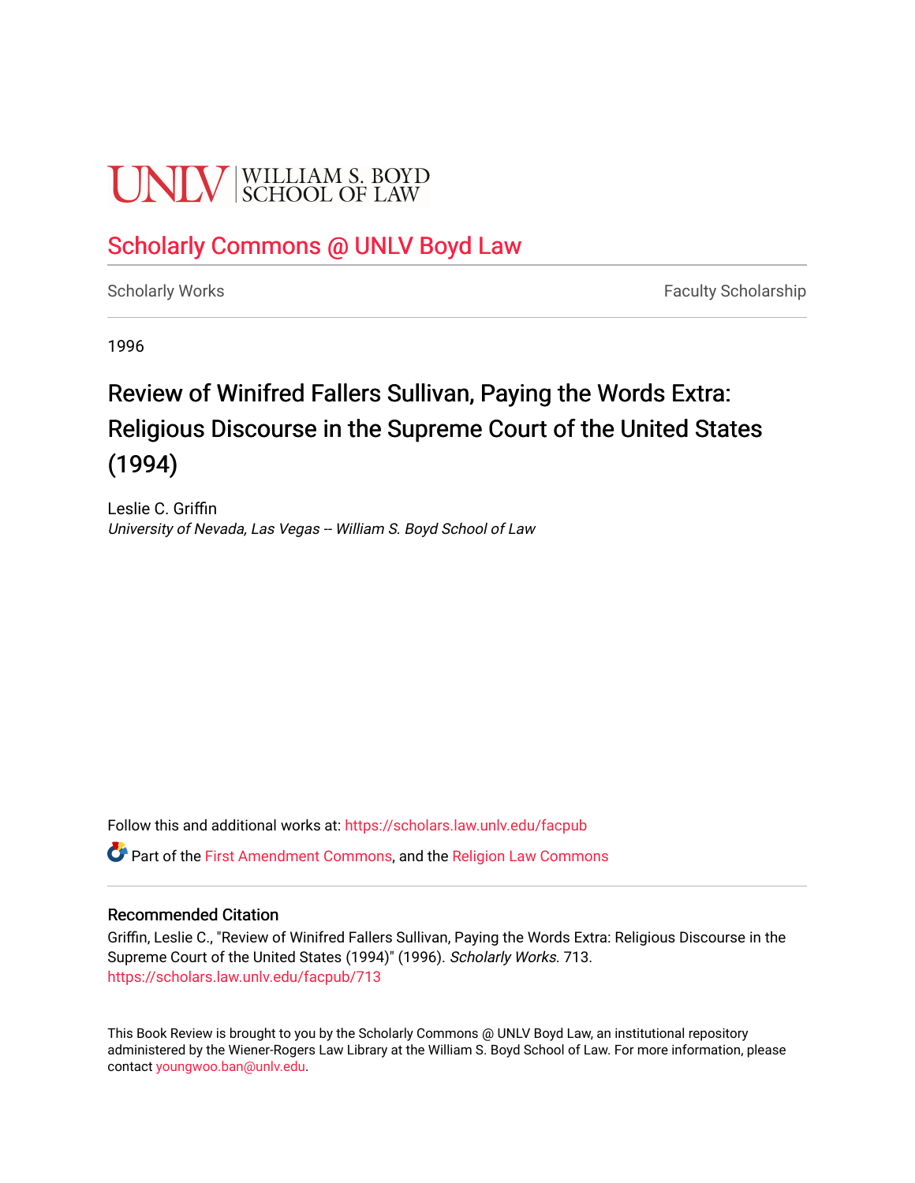UNLV | WILLIAM S. BOYD SCHOOL OF LAW

## Scholarly Commons @ UNLV Boyd Law

Scholarly Works — Faculty Scholarship

1996

# Review of Winifred Fallers Sullivan, Paying the Words Extra: Religious Discourse in the Supreme Court of the United States (1994)

Leslie C. Griffin
*University of Nevada, Las Vegas -- William S. Boyd School of Law*

Follow this and additional works at: https://scholars.law.unlv.edu/facpub

Part of the First Amendment Commons, and the Religion Law Commons

### Recommended Citation

Griffin, Leslie C., "Review of Winifred Fallers Sullivan, Paying the Words Extra: Religious Discourse in the Supreme Court of the United States (1994)" (1996). *Scholarly Works*. 713.
https://scholars.law.unlv.edu/facpub/713

This Book Review is brought to you by the Scholarly Commons @ UNLV Boyd Law, an institutional repository administered by the Wiener-Rogers Law Library at the William S. Boyd School of Law. For more information, please contact youngwoo.ban@unlv.edu.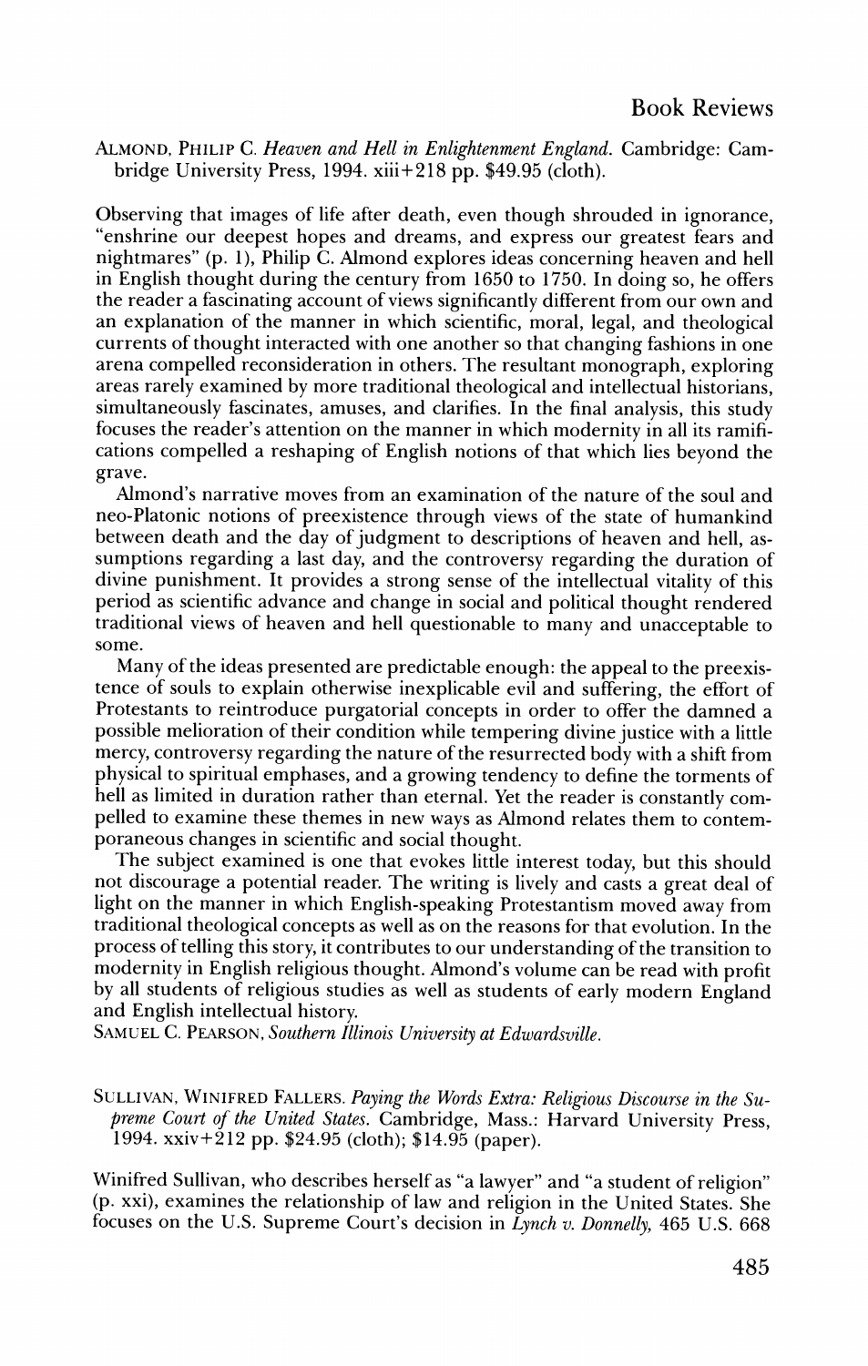## Book Reviews

ALMOND, PHILIP C. *Heaven and Hell in Enlightenment England*. Cambridge: Cambridge University Press, 1994. xiii+218 pp. $49.95 (cloth).

Observing that images of life after death, even though shrouded in ignorance, "enshrine our deepest hopes and dreams, and express our greatest fears and nightmares" (p. 1), Philip C. Almond explores ideas concerning heaven and hell in English thought during the century from 1650 to 1750. In doing so, he offers the reader a fascinating account of views significantly different from our own and an explanation of the manner in which scientific, moral, legal, and theological currents of thought interacted with one another so that changing fashions in one arena compelled reconsideration in others. The resultant monograph, exploring areas rarely examined by more traditional theological and intellectual historians, simultaneously fascinates, amuses, and clarifies. In the final analysis, this study focuses the reader's attention on the manner in which modernity in all its ramifications compelled a reshaping of English notions of that which lies beyond the grave.

Almond's narrative moves from an examination of the nature of the soul and neo-Platonic notions of preexistence through views of the state of humankind between death and the day of judgment to descriptions of heaven and hell, assumptions regarding a last day, and the controversy regarding the duration of divine punishment. It provides a strong sense of the intellectual vitality of this period as scientific advance and change in social and political thought rendered traditional views of heaven and hell questionable to many and unacceptable to some.

Many of the ideas presented are predictable enough: the appeal to the preexistence of souls to explain otherwise inexplicable evil and suffering, the effort of Protestants to reintroduce purgatorial concepts in order to offer the damned a possible melioration of their condition while tempering divine justice with a little mercy, controversy regarding the nature of the resurrected body with a shift from physical to spiritual emphases, and a growing tendency to define the torments of hell as limited in duration rather than eternal. Yet the reader is constantly compelled to examine these themes in new ways as Almond relates them to contemporaneous changes in scientific and social thought.

The subject examined is one that evokes little interest today, but this should not discourage a potential reader. The writing is lively and casts a great deal of light on the manner in which English-speaking Protestantism moved away from traditional theological concepts as well as on the reasons for that evolution. In the process of telling this story, it contributes to our understanding of the transition to modernity in English religious thought. Almond's volume can be read with profit by all students of religious studies as well as students of early modern England and English intellectual history.

SAMUEL C. PEARSON, *Southern Illinois University at Edwardsville*.

SULLIVAN, WINIFRED FALLERS. *Paying the Words Extra: Religious Discourse in the Supreme Court of the United States*. Cambridge, Mass.: Harvard University Press, 1994. xxiv+212 pp. $24.95 (cloth); $14.95 (paper).

Winifred Sullivan, who describes herself as "a lawyer" and "a student of religion" (p. xxi), examines the relationship of law and religion in the United States. She focuses on the U.S. Supreme Court's decision in *Lynch v. Donnelly*, 465 U.S. 668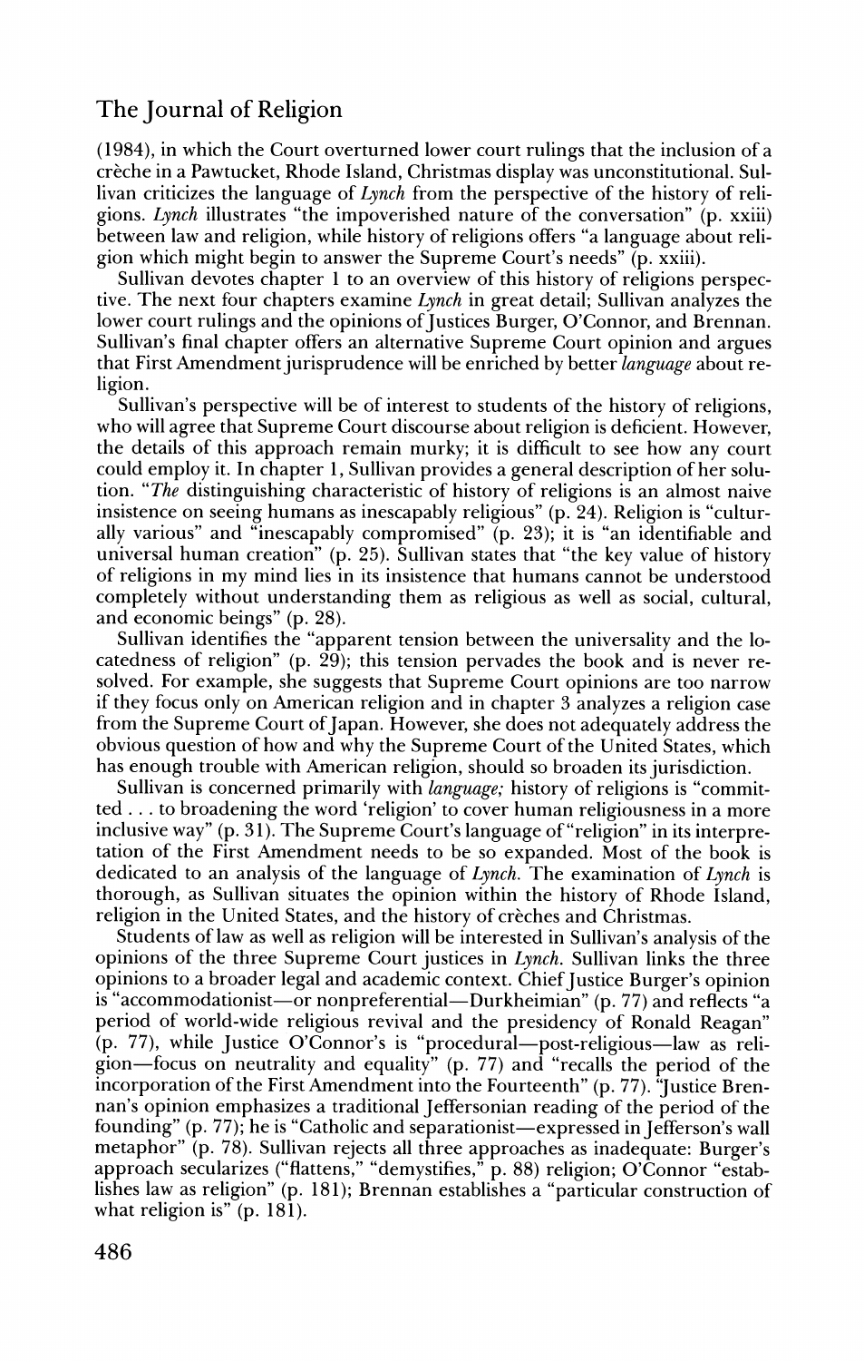(1984), in which the Court overturned lower court rulings that the inclusion of a crèche in a Pawtucket, Rhode Island, Christmas display was unconstitutional. Sullivan criticizes the language of *Lynch* from the perspective of the history of religions. *Lynch* illustrates "the impoverished nature of the conversation" (p. xxiii) between law and religion, while history of religions offers "a language about religion which might begin to answer the Supreme Court's needs" (p. xxiii).

Sullivan devotes chapter 1 to an overview of this history of religions perspective. The next four chapters examine *Lynch* in great detail; Sullivan analyzes the lower court rulings and the opinions of Justices Burger, O'Connor, and Brennan. Sullivan's final chapter offers an alternative Supreme Court opinion and argues that First Amendment jurisprudence will be enriched by better *language* about religion.

Sullivan's perspective will be of interest to students of the history of religions, who will agree that Supreme Court discourse about religion is deficient. However, the details of this approach remain murky; it is difficult to see how any court could employ it. In chapter 1, Sullivan provides a general description of her solution. "*The* distinguishing characteristic of history of religions is an almost naive insistence on seeing humans as inescapably religious" (p. 24). Religion is "culturally various" and "inescapably compromised" (p. 23); it is "an identifiable and universal human creation" (p. 25). Sullivan states that "the key value of history of religions in my mind lies in its insistence that humans cannot be understood completely without understanding them as religious as well as social, cultural, and economic beings" (p. 28).

Sullivan identifies the "apparent tension between the universality and the locatedness of religion" (p. 29); this tension pervades the book and is never resolved. For example, she suggests that Supreme Court opinions are too narrow if they focus only on American religion and in chapter 3 analyzes a religion case from the Supreme Court of Japan. However, she does not adequately address the obvious question of how and why the Supreme Court of the United States, which has enough trouble with American religion, should so broaden its jurisdiction.

Sullivan is concerned primarily with *language;* history of religions is "committed . . . to broadening the word 'religion' to cover human religiousness in a more inclusive way" (p. 31). The Supreme Court's language of "religion" in its interpretation of the First Amendment needs to be so expanded. Most of the book is dedicated to an analysis of the language of *Lynch*. The examination of *Lynch* is thorough, as Sullivan situates the opinion within the history of Rhode Island, religion in the United States, and the history of crèches and Christmas.

Students of law as well as religion will be interested in Sullivan's analysis of the opinions of the three Supreme Court justices in *Lynch*. Sullivan links the three opinions to a broader legal and academic context. Chief Justice Burger's opinion is "accommodationist—or nonpreferential—Durkheimian" (p. 77) and reflects "a period of world-wide religious revival and the presidency of Ronald Reagan" (p. 77), while Justice O'Connor's is "procedural—post-religious—law as religion—focus on neutrality and equality" (p. 77) and "recalls the period of the incorporation of the First Amendment into the Fourteenth" (p. 77). "Justice Brennan's opinion emphasizes a traditional Jeffersonian reading of the period of the founding" (p. 77); he is "Catholic and separationist—expressed in Jefferson's wall metaphor" (p. 78). Sullivan rejects all three approaches as inadequate: Burger's approach secularizes ("flattens," "demystifies," p. 88) religion; O'Connor "establishes law as religion" (p. 181); Brennan establishes a "particular construction of what religion is" (p. 181).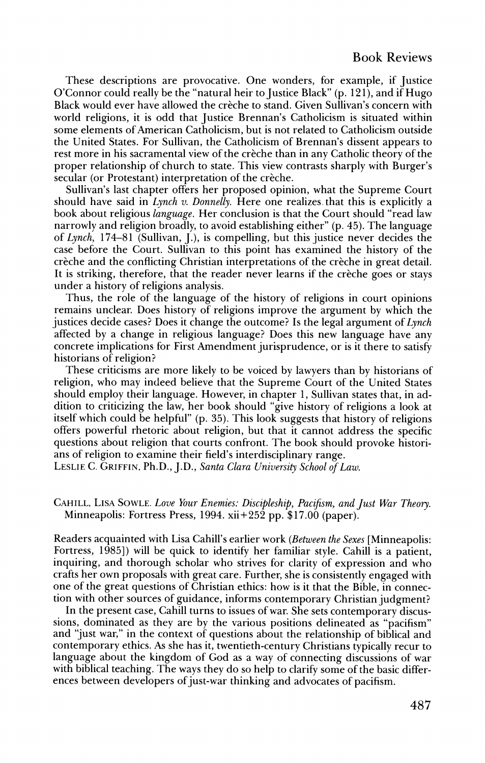These descriptions are provocative. One wonders, for example, if Justice O'Connor could really be the "natural heir to Justice Black" (p. 121), and if Hugo Black would ever have allowed the crèche to stand. Given Sullivan's concern with world religions, it is odd that Justice Brennan's Catholicism is situated within some elements of American Catholicism, but is not related to Catholicism outside the United States. For Sullivan, the Catholicism of Brennan's dissent appears to rest more in his sacramental view of the crèche than in any Catholic theory of the proper relationship of church to state. This view contrasts sharply with Burger's secular (or Protestant) interpretation of the crèche.

Sullivan's last chapter offers her proposed opinion, what the Supreme Court should have said in *Lynch v. Donnelly.* Here one realizes that this is explicitly a book about religious *language.* Her conclusion is that the Court should "read law narrowly and religion broadly, to avoid establishing either" (p. 45). The language of *Lynch,* 174–81 (Sullivan, J.), is compelling, but this justice never decides the case before the Court. Sullivan to this point has examined the history of the crèche and the conflicting Christian interpretations of the crèche in great detail. It is striking, therefore, that the reader never learns if the crèche goes or stays under a history of religions analysis.

Thus, the role of the language of the history of religions in court opinions remains unclear. Does history of religions improve the argument by which the justices decide cases? Does it change the outcome? Is the legal argument of *Lynch* affected by a change in religious language? Does this new language have any concrete implications for First Amendment jurisprudence, or is it there to satisfy historians of religion?

These criticisms are more likely to be voiced by lawyers than by historians of religion, who may indeed believe that the Supreme Court of the United States should employ their language. However, in chapter 1, Sullivan states that, in addition to criticizing the law, her book should "give history of religions a look at itself which could be helpful" (p. 35). This look suggests that history of religions offers powerful rhetoric about religion, but that it cannot address the specific questions about religion that courts confront. The book should provoke historians of religion to examine their field's interdisciplinary range.

LESLIE C. GRIFFIN, Ph.D., J.D., *Santa Clara University School of Law.*

CAHILL, LISA SOWLE. *Love Your Enemies: Discipleship, Pacifism, and Just War Theory.* Minneapolis: Fortress Press, 1994. xii+252 pp. $17.00 (paper).

Readers acquainted with Lisa Cahill's earlier work (*Between the Sexes* [Minneapolis: Fortress, 1985]) will be quick to identify her familiar style. Cahill is a patient, inquiring, and thorough scholar who strives for clarity of expression and who crafts her own proposals with great care. Further, she is consistently engaged with one of the great questions of Christian ethics: how is it that the Bible, in connection with other sources of guidance, informs contemporary Christian judgment?

In the present case, Cahill turns to issues of war. She sets contemporary discussions, dominated as they are by the various positions delineated as "pacifism" and "just war," in the context of questions about the relationship of biblical and contemporary ethics. As she has it, twentieth-century Christians typically recur to language about the kingdom of God as a way of connecting discussions of war with biblical teaching. The ways they do so help to clarify some of the basic differences between developers of just-war thinking and advocates of pacifism.